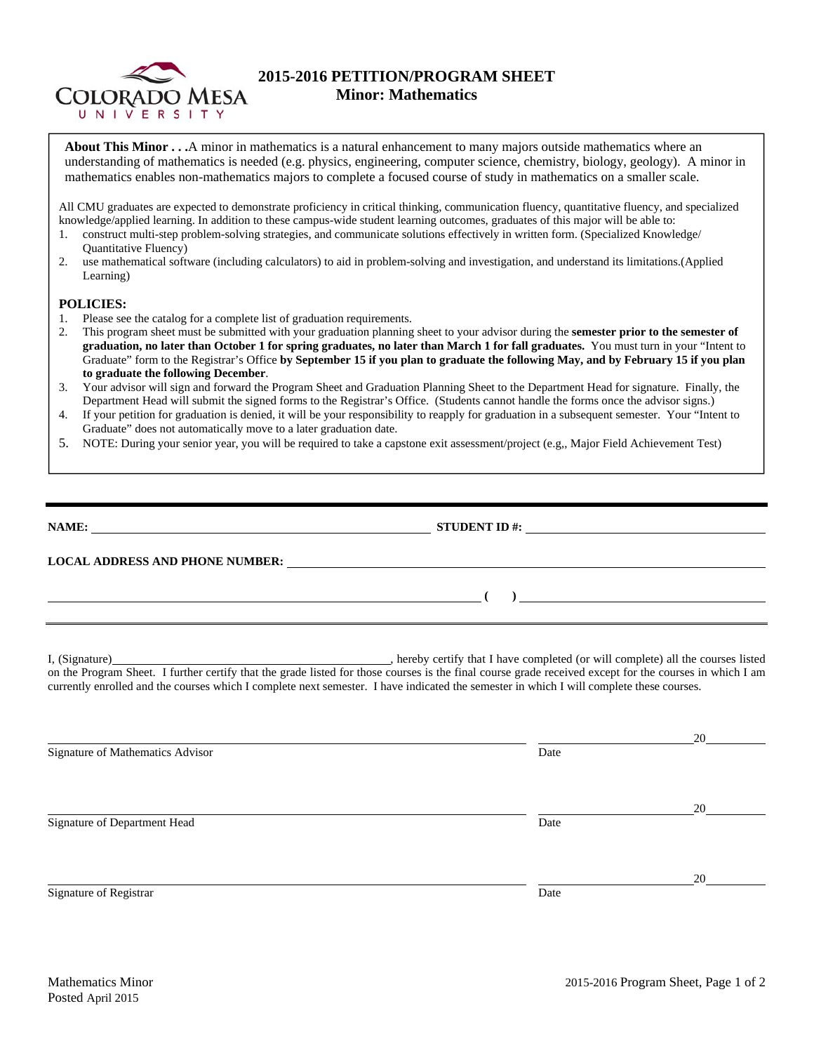# 2015-2016 PETITION/PROGRAM SHEET
## Minor: Mathematics

**About This Minor . . .**A minor in mathematics is a natural enhancement to many majors outside mathematics where an understanding of mathematics is needed (e.g. physics, engineering, computer science, chemistry, biology, geology). A minor in mathematics enables non-mathematics majors to complete a focused course of study in mathematics on a smaller scale.

All CMU graduates are expected to demonstrate proficiency in critical thinking, communication fluency, quantitative fluency, and specialized knowledge/applied learning. In addition to these campus-wide student learning outcomes, graduates of this major will be able to:

1. construct multi-step problem-solving strategies, and communicate solutions effectively in written form. (Specialized Knowledge/ Quantitative Fluency)
2. use mathematical software (including calculators) to aid in problem-solving and investigation, and understand its limitations.(Applied Learning)

**POLICIES:**

1. Please see the catalog for a complete list of graduation requirements.
2. This program sheet must be submitted with your graduation planning sheet to your advisor during the **semester prior to the semester of graduation, no later than October 1 for spring graduates, no later than March 1 for fall graduates.** You must turn in your "Intent to Graduate" form to the Registrar's Office **by September 15 if you plan to graduate the following May, and by February 15 if you plan to graduate the following December**.
3. Your advisor will sign and forward the Program Sheet and Graduation Planning Sheet to the Department Head for signature. Finally, the Department Head will submit the signed forms to the Registrar's Office. (Students cannot handle the forms once the advisor signs.)
4. If your petition for graduation is denied, it will be your responsibility to reapply for graduation in a subsequent semester. Your "Intent to Graduate" does not automatically move to a later graduation date.
5. NOTE: During your senior year, you will be required to take a capstone exit assessment/project (e.g,, Major Field Achievement Test)

**NAME:** ______________________ **STUDENT ID #:** ______________________

**LOCAL ADDRESS AND PHONE NUMBER:** ______________________

______________________ **( )** ______________________

I, (Signature)______________________, hereby certify that I have completed (or will complete) all the courses listed on the Program Sheet. I further certify that the grade listed for those courses is the final course grade received except for the courses in which I am currently enrolled and the courses which I complete next semester. I have indicated the semester in which I will complete these courses.

______________________ ______________ 20______
Signature of Mathematics Advisor Date

______________________ ______________ 20______
Signature of Department Head Date

______________________ ______________ 20______
Signature of Registrar Date

Mathematics Minor
Posted April 2015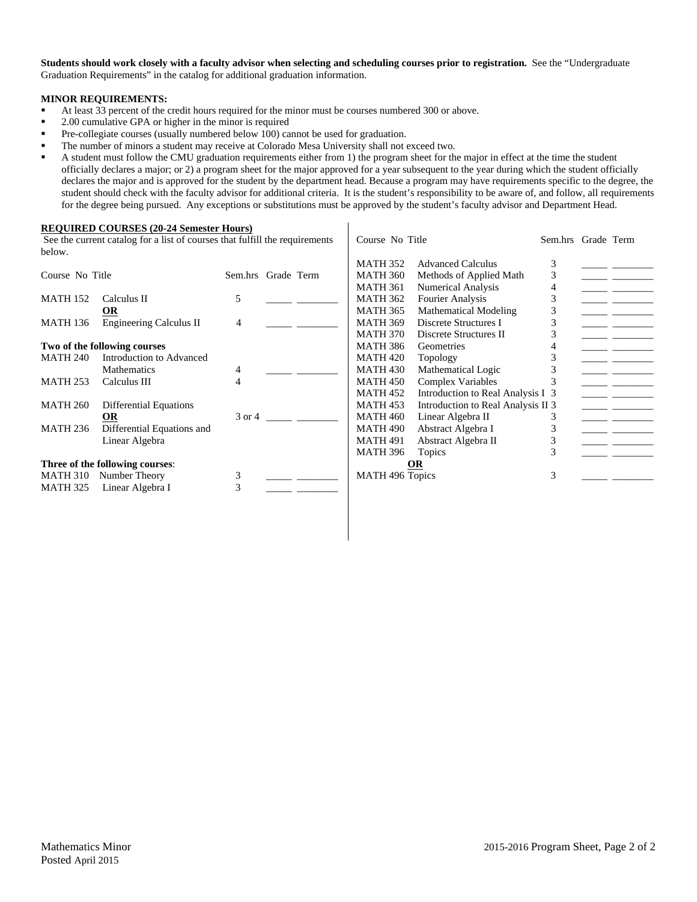**Students should work closely with a faculty advisor when selecting and scheduling courses prior to registration.** See the "Undergraduate Graduation Requirements" in the catalog for additional graduation information.

**MINOR REQUIREMENTS:**

- At least 33 percent of the credit hours required for the minor must be courses numbered 300 or above.
- 2.00 cumulative GPA or higher in the minor is required
- Pre-collegiate courses (usually numbered below 100) cannot be used for graduation.
- The number of minors a student may receive at Colorado Mesa University shall not exceed two.
- A student must follow the CMU graduation requirements either from 1) the program sheet for the major in effect at the time the student officially declares a major; or 2) a program sheet for the major approved for a year subsequent to the year during which the student officially declares the major and is approved for the student by the department head. Because a program may have requirements specific to the degree, the student should check with the faculty advisor for additional criteria. It is the student's responsibility to be aware of, and follow, all requirements for the degree being pursued. Any exceptions or substitutions must be approved by the student's faculty advisor and Department Head.

**REQUIRED COURSES (20-24 Semester Hours)**

See the current catalog for a list of courses that fulfill the requirements below.

| Course No | Title | Sem.hrs | Grade | Term |
|---|---|---|---|---|
| MATH 152 | Calculus II | 5 | _____ | ________ |
| | **OR** | | | |
| MATH 136 | Engineering Calculus II | 4 | _____ | ________ |
| **Two of the following courses** | | | | |
| MATH 240 | Introduction to Advanced Mathematics | 4 | _____ | ________ |
| MATH 253 | Calculus III | 4 | | |
| MATH 260 | Differential Equations | | | |
| | **OR** | 3 or 4 | _____ | ________ |
| MATH 236 | Differential Equations and Linear Algebra | | | |
| **Three of the following courses:** | | | | |
| MATH 310 | Number Theory | 3 | _____ | ________ |
| MATH 325 | Linear Algebra I | 3 | _____ | ________ |
| MATH 352 | Advanced Calculus | 3 | _____ | ________ |
| MATH 360 | Methods of Applied Math | 3 | _____ | ________ |
| MATH 361 | Numerical Analysis | 4 | _____ | ________ |
| MATH 362 | Fourier Analysis | 3 | _____ | ________ |
| MATH 365 | Mathematical Modeling | 3 | _____ | ________ |
| MATH 369 | Discrete Structures I | 3 | _____ | ________ |
| MATH 370 | Discrete Structures II | 3 | _____ | ________ |
| MATH 386 | Geometries | 4 | _____ | ________ |
| MATH 420 | Topology | 3 | _____ | ________ |
| MATH 430 | Mathematical Logic | 3 | _____ | ________ |
| MATH 450 | Complex Variables | 3 | _____ | ________ |
| MATH 452 | Introduction to Real Analysis I | 3 | _____ | ________ |
| MATH 453 | Introduction to Real Analysis II | 3 | _____ | ________ |
| MATH 460 | Linear Algebra II | 3 | _____ | ________ |
| MATH 490 | Abstract Algebra I | 3 | _____ | ________ |
| MATH 491 | Abstract Algebra II | 3 | _____ | ________ |
| MATH 396 | Topics | 3 | _____ | ________ |
| | **OR** | | | |
| MATH 496 | Topics | 3 | _____ | ________ |

Mathematics Minor
Posted April 2015